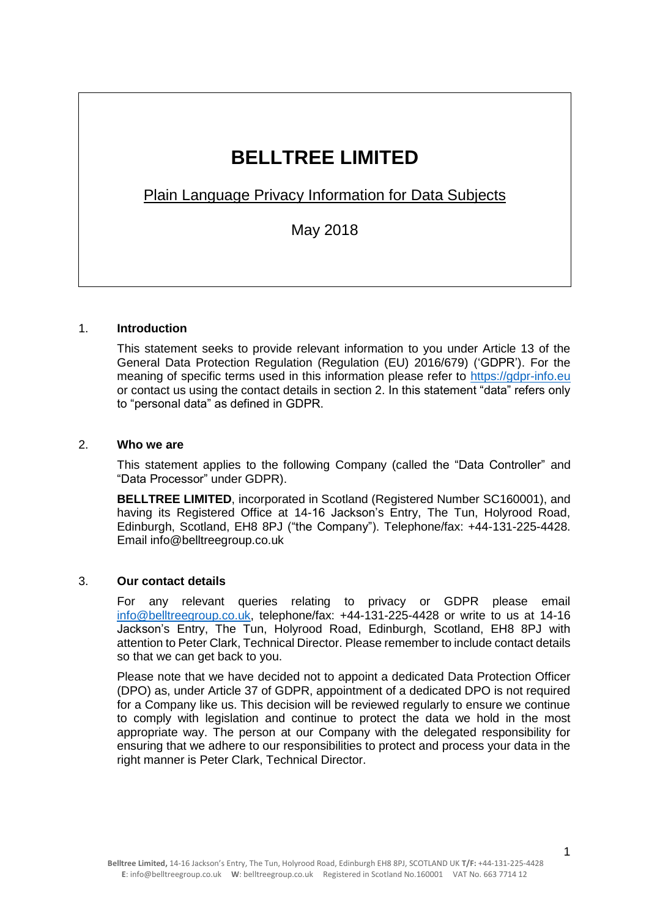# BELLTREE LIMITED

Plain Language Privacy Information for Data Subjects

May 2018

## 1. Introduction

This statement seeks to provide relevant information to you under Article 13 of the General Data Protection Regulation (Regulation (EU) 2016/679) ('GDPR'). For the meaning of specific terms used in this information please refer to https://gdpr-info.eu or contact us using the contact details in section 2. In this statement "data" refers only to "personal data" as defined in GDPR.

## 2. Who we are

This statement applies to the following Company (called the "Data Controller" and "Data Processor" under GDPR).

**BELLTREE LIMITED**, incorporated in Scotland (Registered Number SC160001), and having its Registered Office at 14-16 Jackson's Entry, The Tun, Holyrood Road, Edinburgh, Scotland, EH8 8PJ ("the Company"). Telephone/fax: +44-131-225-4428. Email info@belltreegroup.co.uk

## 3. Our contact details

For any relevant queries relating to privacy or GDPR please email info@belltreegroup.co.uk, telephone/fax: +44-131-225-4428 or write to us at 14-16 Jackson's Entry, The Tun, Holyrood Road, Edinburgh, Scotland, EH8 8PJ with attention to Peter Clark, Technical Director. Please remember to include contact details so that we can get back to you.

Please note that we have decided not to appoint a dedicated Data Protection Officer (DPO) as, under Article 37 of GDPR, appointment of a dedicated DPO is not required for a Company like us. This decision will be reviewed regularly to ensure we continue to comply with legislation and continue to protect the data we hold in the most appropriate way. The person at our Company with the delegated responsibility for ensuring that we adhere to our responsibilities to protect and process your data in the right manner is Peter Clark, Technical Director.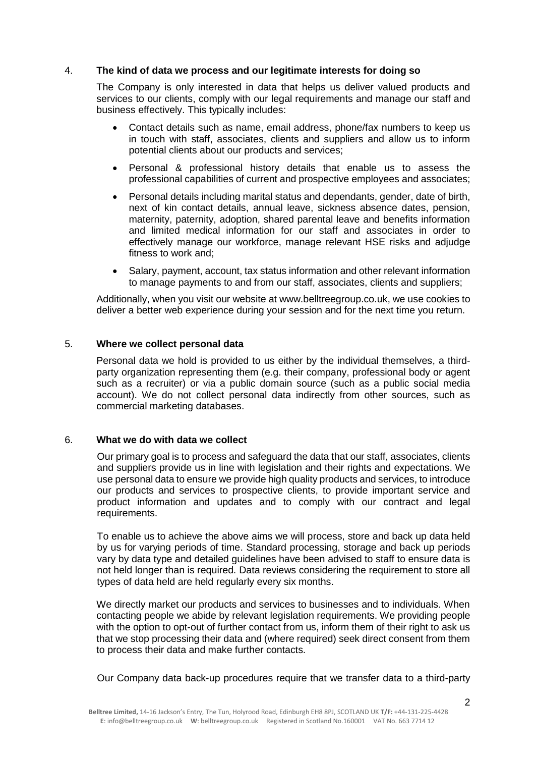## 4. The kind of data we process and our legitimate interests for doing so

The Company is only interested in data that helps us deliver valued products and services to our clients, comply with our legal requirements and manage our staff and business effectively. This typically includes:

- Contact details such as name, email address, phone/fax numbers to keep us in touch with staff, associates, clients and suppliers and allow us to inform potential clients about our products and services;
- Personal & professional history details that enable us to assess the professional capabilities of current and prospective employees and associates;
- Personal details including marital status and dependants, gender, date of birth, next of kin contact details, annual leave, sickness absence dates, pension, maternity, paternity, adoption, shared parental leave and benefits information and limited medical information for our staff and associates in order to effectively manage our workforce, manage relevant HSE risks and adjudge fitness to work and;
- Salary, payment, account, tax status information and other relevant information to manage payments to and from our staff, associates, clients and suppliers;

Additionally, when you visit our website at www.belltreegroup.co.uk, we use cookies to deliver a better web experience during your session and for the next time you return.

## 5. Where we collect personal data

Personal data we hold is provided to us either by the individual themselves, a third-party organization representing them (e.g. their company, professional body or agent such as a recruiter) or via a public domain source (such as a public social media account). We do not collect personal data indirectly from other sources, such as commercial marketing databases.

## 6. What we do with data we collect

Our primary goal is to process and safeguard the data that our staff, associates, clients and suppliers provide us in line with legislation and their rights and expectations. We use personal data to ensure we provide high quality products and services, to introduce our products and services to prospective clients, to provide important service and product information and updates and to comply with our contract and legal requirements.

To enable us to achieve the above aims we will process, store and back up data held by us for varying periods of time. Standard processing, storage and back up periods vary by data type and detailed guidelines have been advised to staff to ensure data is not held longer than is required. Data reviews considering the requirement to store all types of data held are held regularly every six months.

We directly market our products and services to businesses and to individuals. When contacting people we abide by relevant legislation requirements. We providing people with the option to opt-out of further contact from us, inform them of their right to ask us that we stop processing their data and (where required) seek direct consent from them to process their data and make further contacts.

Our Company data back-up procedures require that we transfer data to a third-party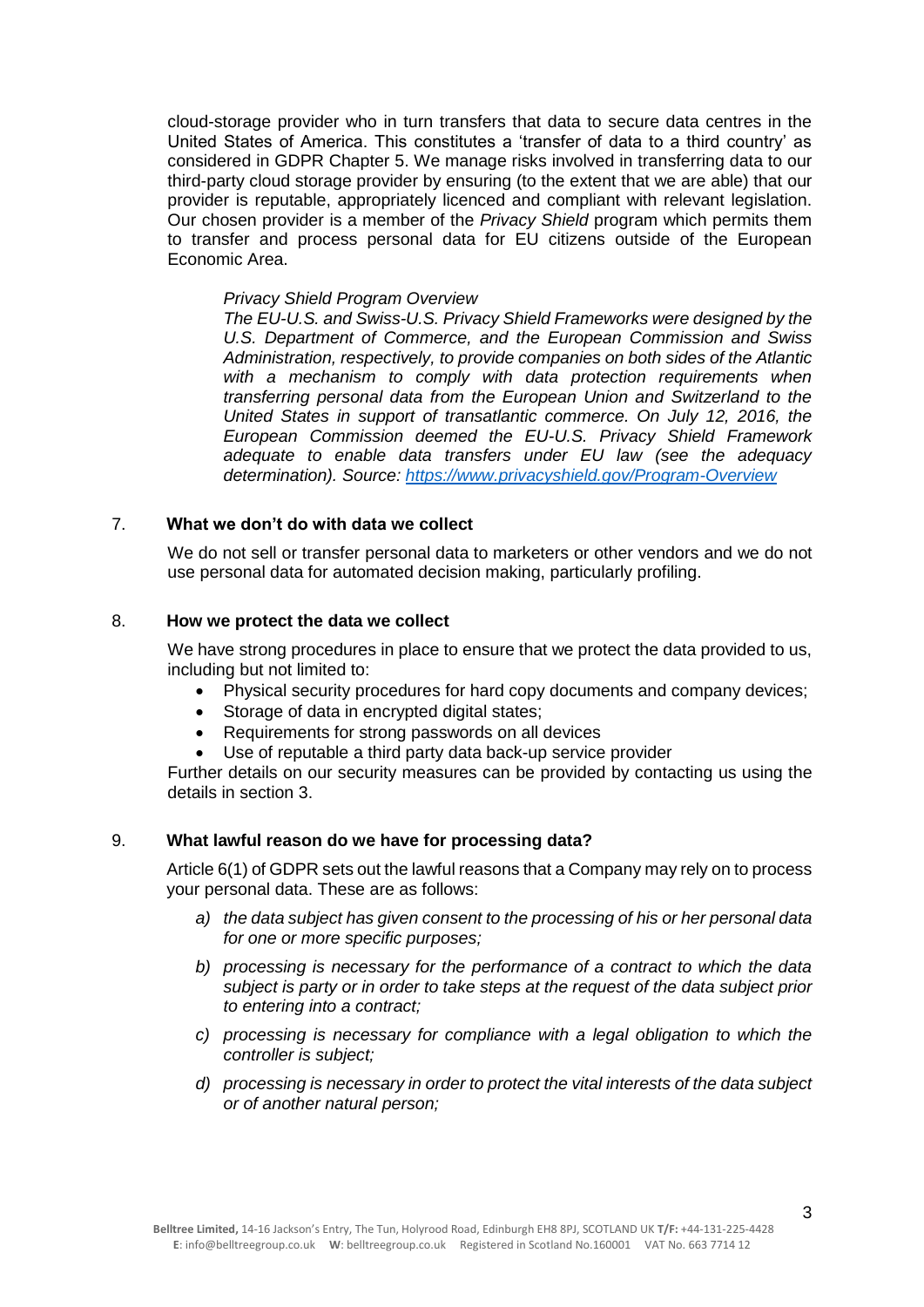cloud-storage provider who in turn transfers that data to secure data centres in the United States of America. This constitutes a 'transfer of data to a third country' as considered in GDPR Chapter 5. We manage risks involved in transferring data to our third-party cloud storage provider by ensuring (to the extent that we are able) that our provider is reputable, appropriately licenced and compliant with relevant legislation. Our chosen provider is a member of the *Privacy Shield* program which permits them to transfer and process personal data for EU citizens outside of the European Economic Area.

> *Privacy Shield Program Overview*
>
> *The EU-U.S. and Swiss-U.S. Privacy Shield Frameworks were designed by the U.S. Department of Commerce, and the European Commission and Swiss Administration, respectively, to provide companies on both sides of the Atlantic with a mechanism to comply with data protection requirements when transferring personal data from the European Union and Switzerland to the United States in support of transatlantic commerce. On July 12, 2016, the European Commission deemed the EU-U.S. Privacy Shield Framework adequate to enable data transfers under EU law (see the adequacy determination). Source: [https://www.privacyshield.gov/Program-Overview](https://www.privacyshield.gov/Program-Overview)*

## 7. What we don't do with data we collect

We do not sell or transfer personal data to marketers or other vendors and we do not use personal data for automated decision making, particularly profiling.

## 8. How we protect the data we collect

We have strong procedures in place to ensure that we protect the data provided to us, including but not limited to:

- Physical security procedures for hard copy documents and company devices;
- Storage of data in encrypted digital states;
- Requirements for strong passwords on all devices
- Use of reputable a third party data back-up service provider

Further details on our security measures can be provided by contacting us using the details in section 3.

## 9. What lawful reason do we have for processing data?

Article 6(1) of GDPR sets out the lawful reasons that a Company may rely on to process your personal data. These are as follows:

*a) the data subject has given consent to the processing of his or her personal data for one or more specific purposes;*

*b) processing is necessary for the performance of a contract to which the data subject is party or in order to take steps at the request of the data subject prior to entering into a contract;*

*c) processing is necessary for compliance with a legal obligation to which the controller is subject;*

*d) processing is necessary in order to protect the vital interests of the data subject or of another natural person;*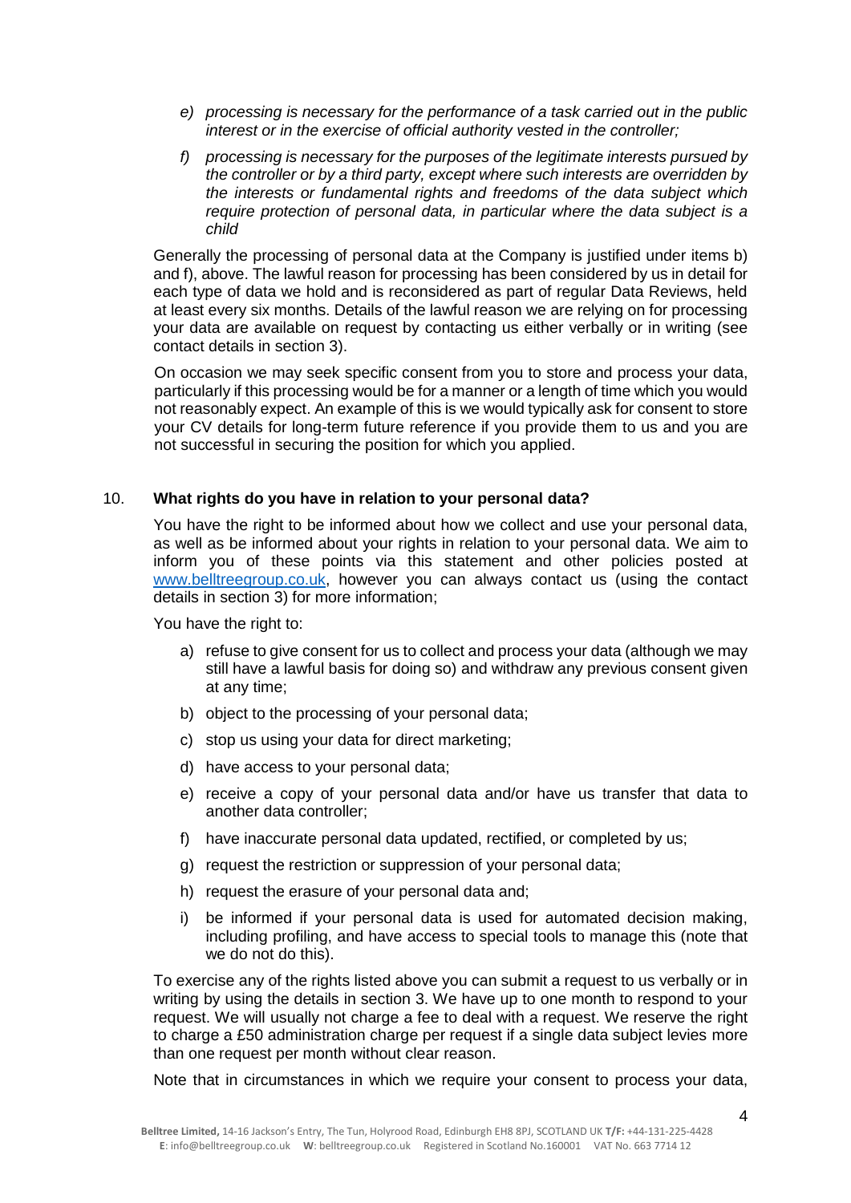*e) processing is necessary for the performance of a task carried out in the public interest or in the exercise of official authority vested in the controller;*

*f) processing is necessary for the purposes of the legitimate interests pursued by the controller or by a third party, except where such interests are overridden by the interests or fundamental rights and freedoms of the data subject which require protection of personal data, in particular where the data subject is a child*

Generally the processing of personal data at the Company is justified under items b) and f), above. The lawful reason for processing has been considered by us in detail for each type of data we hold and is reconsidered as part of regular Data Reviews, held at least every six months. Details of the lawful reason we are relying on for processing your data are available on request by contacting us either verbally or in writing (see contact details in section 3).

On occasion we may seek specific consent from you to store and process your data, particularly if this processing would be for a manner or a length of time which you would not reasonably expect. An example of this is we would typically ask for consent to store your CV details for long-term future reference if you provide them to us and you are not successful in securing the position for which you applied.

## 10. What rights do you have in relation to your personal data?

You have the right to be informed about how we collect and use your personal data, as well as be informed about your rights in relation to your personal data. We aim to inform you of these points via this statement and other policies posted at www.belltreegroup.co.uk, however you can always contact us (using the contact details in section 3) for more information;

You have the right to:

a) refuse to give consent for us to collect and process your data (although we may still have a lawful basis for doing so) and withdraw any previous consent given at any time;

b) object to the processing of your personal data;

c) stop us using your data for direct marketing;

d) have access to your personal data;

e) receive a copy of your personal data and/or have us transfer that data to another data controller;

f) have inaccurate personal data updated, rectified, or completed by us;

g) request the restriction or suppression of your personal data;

h) request the erasure of your personal data and;

i) be informed if your personal data is used for automated decision making, including profiling, and have access to special tools to manage this (note that we do not do this).

To exercise any of the rights listed above you can submit a request to us verbally or in writing by using the details in section 3. We have up to one month to respond to your request. We will usually not charge a fee to deal with a request. We reserve the right to charge a £50 administration charge per request if a single data subject levies more than one request per month without clear reason.

Note that in circumstances in which we require your consent to process your data,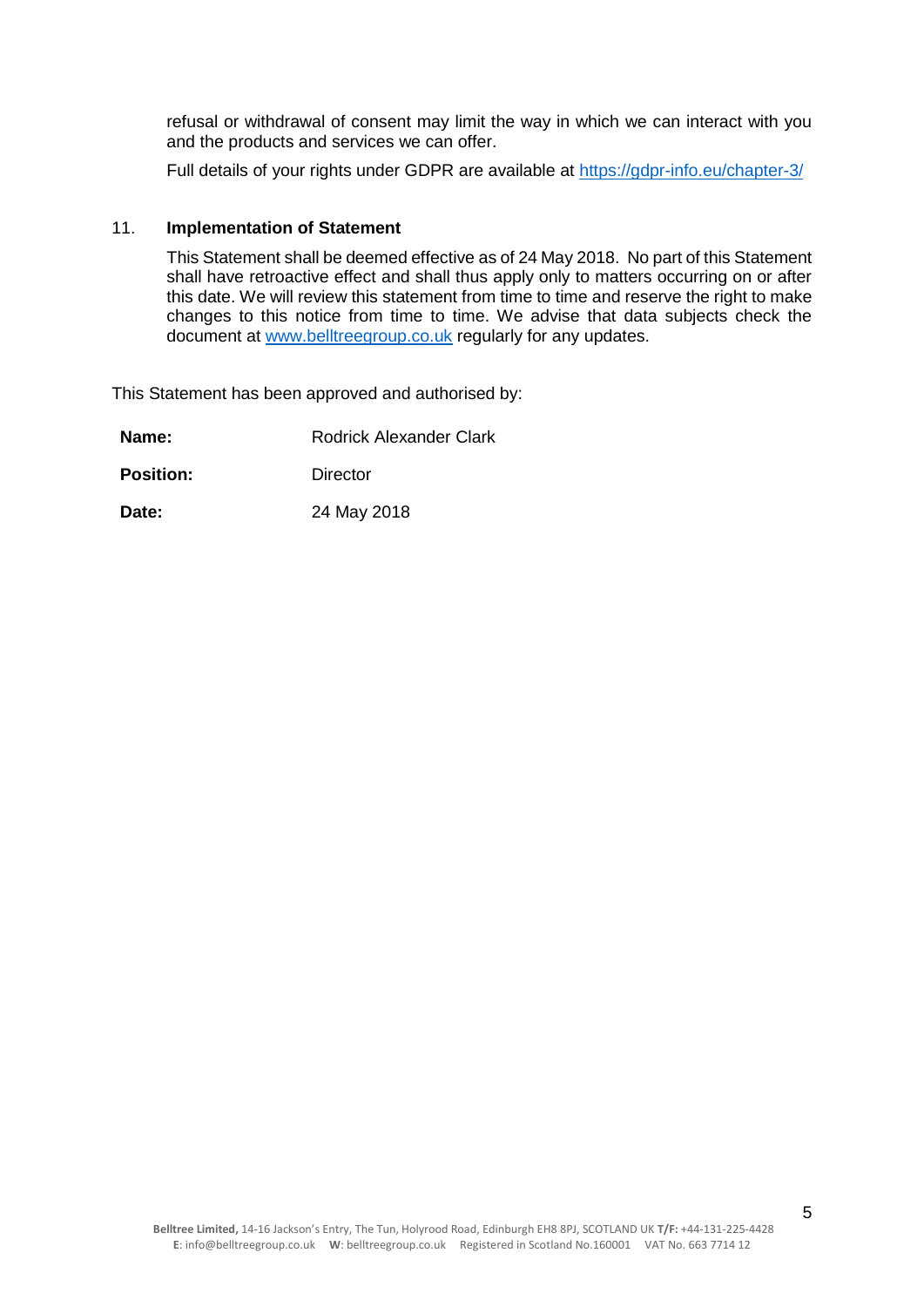refusal or withdrawal of consent may limit the way in which we can interact with you and the products and services we can offer.

Full details of your rights under GDPR are available at https://gdpr-info.eu/chapter-3/

## 11. Implementation of Statement

This Statement shall be deemed effective as of 24 May 2018. No part of this Statement shall have retroactive effect and shall thus apply only to matters occurring on or after this date. We will review this statement from time to time and reserve the right to make changes to this notice from time to time. We advise that data subjects check the document at www.belltreegroup.co.uk regularly for any updates.

This Statement has been approved and authorised by:

| | |
|---|---|
| **Name:** | Rodrick Alexander Clark |
| **Position:** | Director |
| **Date:** | 24 May 2018 |

**Belltree Limited,** 14-16 Jackson's Entry, The Tun, Holyrood Road, Edinburgh EH8 8PJ, SCOTLAND UK **T/F:** +44-131-225-4428
**E**: info@belltreegroup.co.uk **W**: belltreegroup.co.uk Registered in Scotland No.160001 VAT No. 663 7714 12